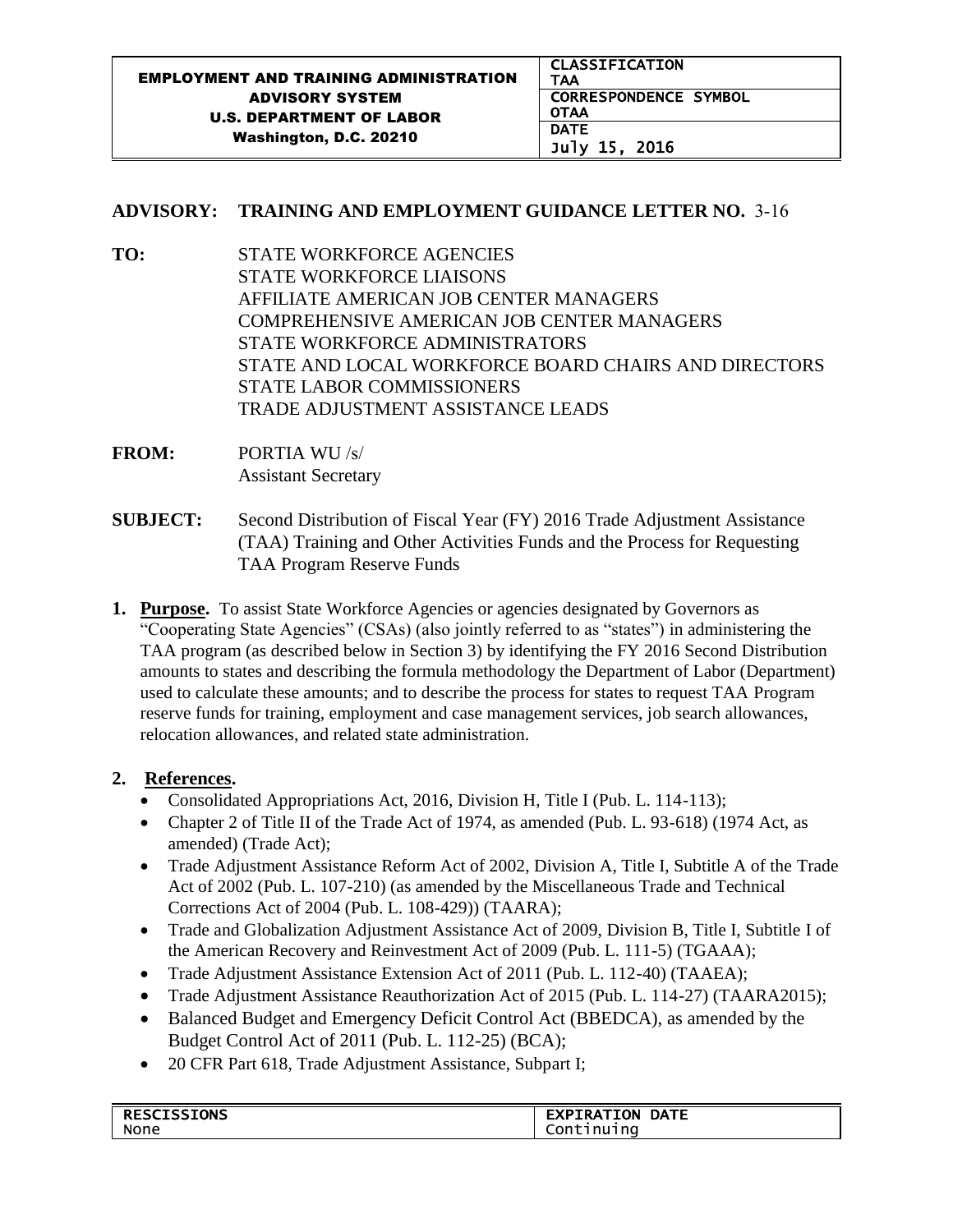| EMPLOYMENT AND TRAINING ADMINISTRATION ADVISORY SYSTEM U.S. DEPARTMENT OF LABOR Washington, D.C. 20210 | CLASSIFICATION TAA |
|---|---|
| | CORRESPONDENCE SYMBOL OTAA |
| | DATE July 15, 2016 |

**ADVISORY: TRAINING AND EMPLOYMENT GUIDANCE LETTER NO.** 3-16

**TO:** STATE WORKFORCE AGENCIES
STATE WORKFORCE LIAISONS
AFFILIATE AMERICAN JOB CENTER MANAGERS
COMPREHENSIVE AMERICAN JOB CENTER MANAGERS
STATE WORKFORCE ADMINISTRATORS
STATE AND LOCAL WORKFORCE BOARD CHAIRS AND DIRECTORS
STATE LABOR COMMISSIONERS
TRADE ADJUSTMENT ASSISTANCE LEADS

**FROM:** PORTIA WU /s/
Assistant Secretary

**SUBJECT:** Second Distribution of Fiscal Year (FY) 2016 Trade Adjustment Assistance (TAA) Training and Other Activities Funds and the Process for Requesting TAA Program Reserve Funds

1. **Purpose.** To assist State Workforce Agencies or agencies designated by Governors as "Cooperating State Agencies" (CSAs) (also jointly referred to as "states") in administering the TAA program (as described below in Section 3) by identifying the FY 2016 Second Distribution amounts to states and describing the formula methodology the Department of Labor (Department) used to calculate these amounts; and to describe the process for states to request TAA Program reserve funds for training, employment and case management services, job search allowances, relocation allowances, and related state administration.

2. **References.**
   - Consolidated Appropriations Act, 2016, Division H, Title I (Pub. L. 114-113);
   - Chapter 2 of Title II of the Trade Act of 1974, as amended (Pub. L. 93-618) (1974 Act, as amended) (Trade Act);
   - Trade Adjustment Assistance Reform Act of 2002, Division A, Title I, Subtitle A of the Trade Act of 2002 (Pub. L. 107-210) (as amended by the Miscellaneous Trade and Technical Corrections Act of 2004 (Pub. L. 108-429)) (TAARA);
   - Trade and Globalization Adjustment Assistance Act of 2009, Division B, Title I, Subtitle I of the American Recovery and Reinvestment Act of 2009 (Pub. L. 111-5) (TGAAA);
   - Trade Adjustment Assistance Extension Act of 2011 (Pub. L. 112-40) (TAAEA);
   - Trade Adjustment Assistance Reauthorization Act of 2015 (Pub. L. 114-27) (TAARA2015);
   - Balanced Budget and Emergency Deficit Control Act (BBEDCA), as amended by the Budget Control Act of 2011 (Pub. L. 112-25) (BCA);
   - 20 CFR Part 618, Trade Adjustment Assistance, Subpart I;

| RESCISSIONS | EXPIRATION DATE |
|---|---|
| None | Continuing |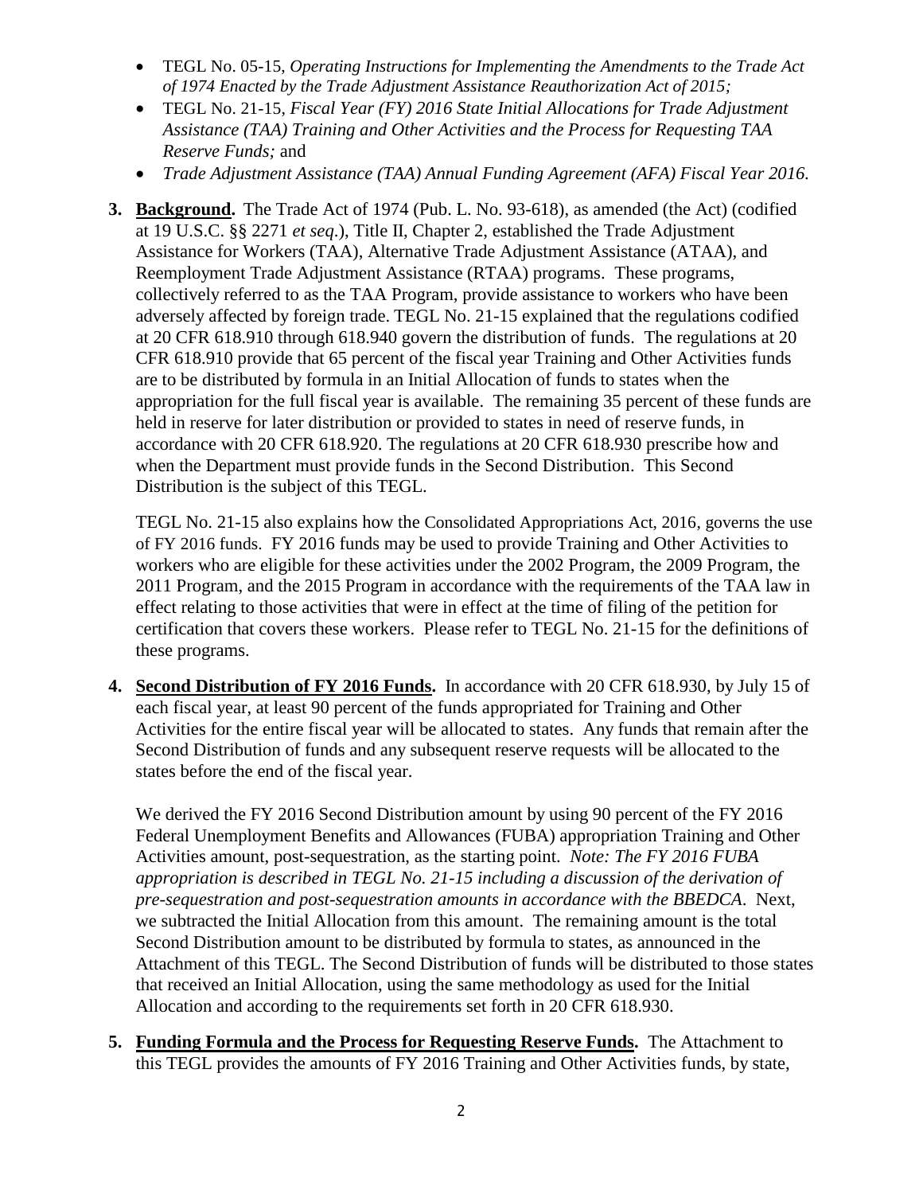- TEGL No. 05-15, *Operating Instructions for Implementing the Amendments to the Trade Act of 1974 Enacted by the Trade Adjustment Assistance Reauthorization Act of 2015;*
- TEGL No. 21-15, *Fiscal Year (FY) 2016 State Initial Allocations for Trade Adjustment Assistance (TAA) Training and Other Activities and the Process for Requesting TAA Reserve Funds;* and
- *Trade Adjustment Assistance (TAA) Annual Funding Agreement (AFA) Fiscal Year 2016.*

3. **Background.** The Trade Act of 1974 (Pub. L. No. 93-618), as amended (the Act) (codified at 19 U.S.C. §§ 2271 *et seq*.), Title II, Chapter 2, established the Trade Adjustment Assistance for Workers (TAA), Alternative Trade Adjustment Assistance (ATAA), and Reemployment Trade Adjustment Assistance (RTAA) programs. These programs, collectively referred to as the TAA Program, provide assistance to workers who have been adversely affected by foreign trade. TEGL No. 21-15 explained that the regulations codified at 20 CFR 618.910 through 618.940 govern the distribution of funds. The regulations at 20 CFR 618.910 provide that 65 percent of the fiscal year Training and Other Activities funds are to be distributed by formula in an Initial Allocation of funds to states when the appropriation for the full fiscal year is available. The remaining 35 percent of these funds are held in reserve for later distribution or provided to states in need of reserve funds, in accordance with 20 CFR 618.920. The regulations at 20 CFR 618.930 prescribe how and when the Department must provide funds in the Second Distribution. This Second Distribution is the subject of this TEGL.

   TEGL No. 21-15 also explains how the Consolidated Appropriations Act, 2016, governs the use of FY 2016 funds. FY 2016 funds may be used to provide Training and Other Activities to workers who are eligible for these activities under the 2002 Program, the 2009 Program, the 2011 Program, and the 2015 Program in accordance with the requirements of the TAA law in effect relating to those activities that were in effect at the time of filing of the petition for certification that covers these workers. Please refer to TEGL No. 21-15 for the definitions of these programs.

4. **Second Distribution of FY 2016 Funds.** In accordance with 20 CFR 618.930, by July 15 of each fiscal year, at least 90 percent of the funds appropriated for Training and Other Activities for the entire fiscal year will be allocated to states. Any funds that remain after the Second Distribution of funds and any subsequent reserve requests will be allocated to the states before the end of the fiscal year.

   We derived the FY 2016 Second Distribution amount by using 90 percent of the FY 2016 Federal Unemployment Benefits and Allowances (FUBA) appropriation Training and Other Activities amount, post-sequestration, as the starting point. *Note: The FY 2016 FUBA appropriation is described in TEGL No. 21-15 including a discussion of the derivation of pre-sequestration and post-sequestration amounts in accordance with the BBEDCA*. Next, we subtracted the Initial Allocation from this amount. The remaining amount is the total Second Distribution amount to be distributed by formula to states, as announced in the Attachment of this TEGL. The Second Distribution of funds will be distributed to those states that received an Initial Allocation, using the same methodology as used for the Initial Allocation and according to the requirements set forth in 20 CFR 618.930.

5. **Funding Formula and the Process for Requesting Reserve Funds.** The Attachment to this TEGL provides the amounts of FY 2016 Training and Other Activities funds, by state,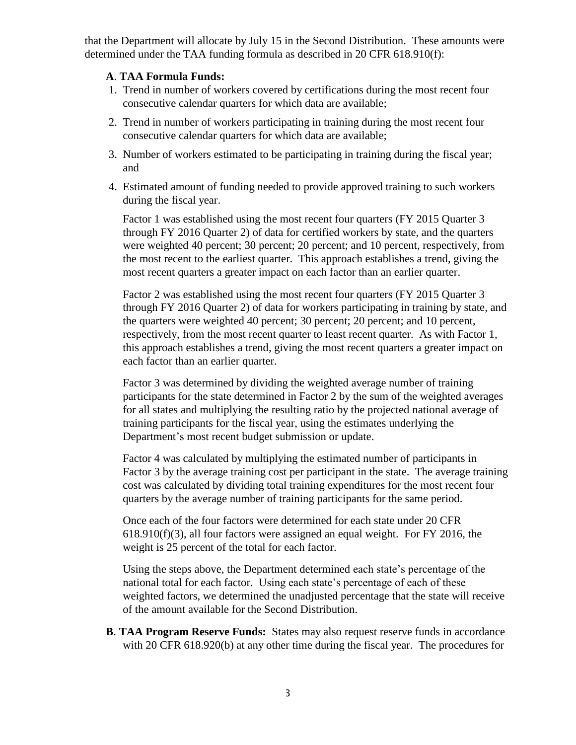that the Department will allocate by July 15 in the Second Distribution. These amounts were determined under the TAA funding formula as described in 20 CFR 618.910(f):

**A**. **TAA Formula Funds:**

1. Trend in number of workers covered by certifications during the most recent four consecutive calendar quarters for which data are available;
2. Trend in number of workers participating in training during the most recent four consecutive calendar quarters for which data are available;
3. Number of workers estimated to be participating in training during the fiscal year; and
4. Estimated amount of funding needed to provide approved training to such workers during the fiscal year.

Factor 1 was established using the most recent four quarters (FY 2015 Quarter 3 through FY 2016 Quarter 2) of data for certified workers by state, and the quarters were weighted 40 percent; 30 percent; 20 percent; and 10 percent, respectively, from the most recent to the earliest quarter. This approach establishes a trend, giving the most recent quarters a greater impact on each factor than an earlier quarter.

Factor 2 was established using the most recent four quarters (FY 2015 Quarter 3 through FY 2016 Quarter 2) of data for workers participating in training by state, and the quarters were weighted 40 percent; 30 percent; 20 percent; and 10 percent, respectively, from the most recent quarter to least recent quarter. As with Factor 1, this approach establishes a trend, giving the most recent quarters a greater impact on each factor than an earlier quarter.

Factor 3 was determined by dividing the weighted average number of training participants for the state determined in Factor 2 by the sum of the weighted averages for all states and multiplying the resulting ratio by the projected national average of training participants for the fiscal year, using the estimates underlying the Department's most recent budget submission or update.

Factor 4 was calculated by multiplying the estimated number of participants in Factor 3 by the average training cost per participant in the state. The average training cost was calculated by dividing total training expenditures for the most recent four quarters by the average number of training participants for the same period.

Once each of the four factors were determined for each state under 20 CFR 618.910(f)(3), all four factors were assigned an equal weight. For FY 2016, the weight is 25 percent of the total for each factor.

Using the steps above, the Department determined each state's percentage of the national total for each factor. Using each state's percentage of each of these weighted factors, we determined the unadjusted percentage that the state will receive of the amount available for the Second Distribution.

**B**. **TAA Program Reserve Funds:** States may also request reserve funds in accordance with 20 CFR 618.920(b) at any other time during the fiscal year. The procedures for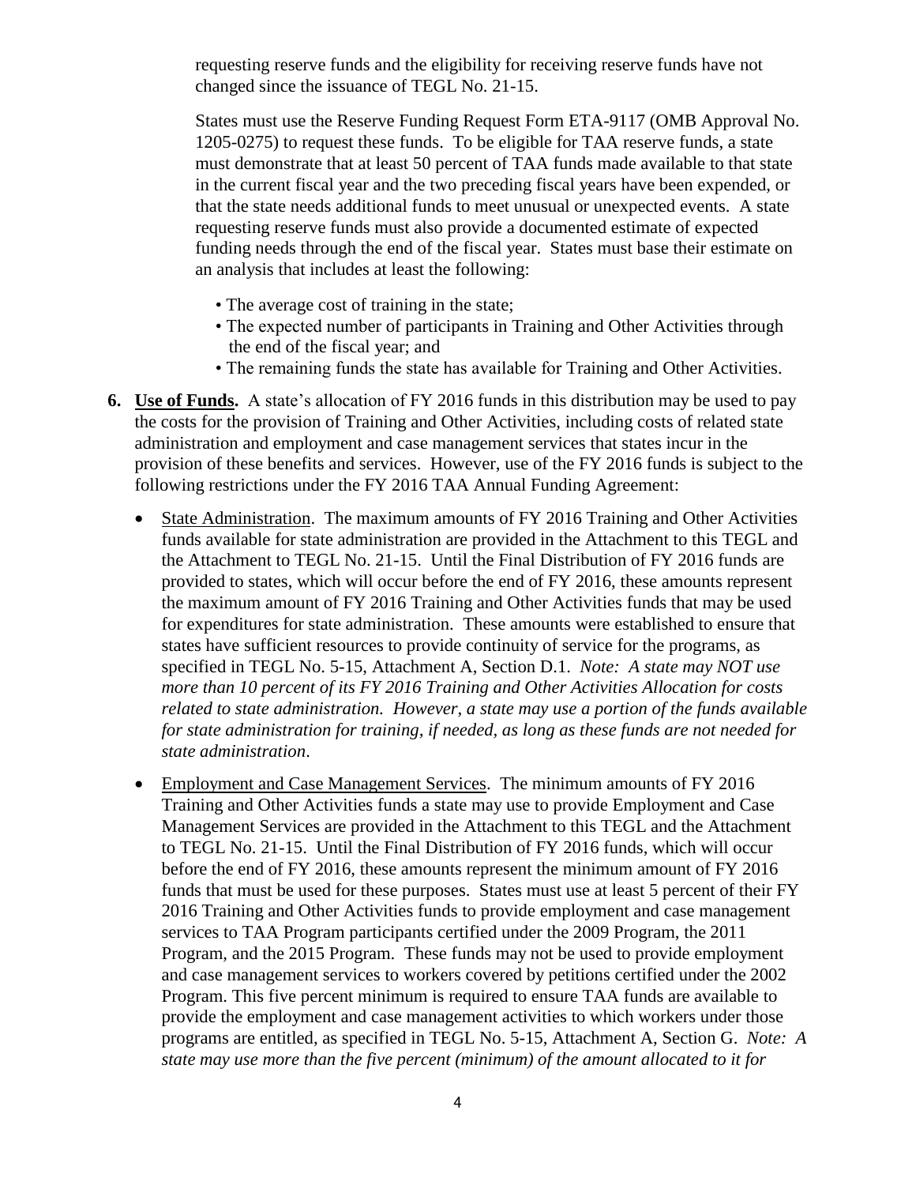requesting reserve funds and the eligibility for receiving reserve funds have not changed since the issuance of TEGL No. 21-15.

States must use the Reserve Funding Request Form ETA-9117 (OMB Approval No. 1205-0275) to request these funds. To be eligible for TAA reserve funds, a state must demonstrate that at least 50 percent of TAA funds made available to that state in the current fiscal year and the two preceding fiscal years have been expended, or that the state needs additional funds to meet unusual or unexpected events. A state requesting reserve funds must also provide a documented estimate of expected funding needs through the end of the fiscal year. States must base their estimate on an analysis that includes at least the following:

- The average cost of training in the state;
- The expected number of participants in Training and Other Activities through the end of the fiscal year; and
- The remaining funds the state has available for Training and Other Activities.

**6. <u>Use of Funds</u>.** A state's allocation of FY 2016 funds in this distribution may be used to pay the costs for the provision of Training and Other Activities, including costs of related state administration and employment and case management services that states incur in the provision of these benefits and services. However, use of the FY 2016 funds is subject to the following restrictions under the FY 2016 TAA Annual Funding Agreement:

- <u>State Administration</u>. The maximum amounts of FY 2016 Training and Other Activities funds available for state administration are provided in the Attachment to this TEGL and the Attachment to TEGL No. 21-15. Until the Final Distribution of FY 2016 funds are provided to states, which will occur before the end of FY 2016, these amounts represent the maximum amount of FY 2016 Training and Other Activities funds that may be used for expenditures for state administration. These amounts were established to ensure that states have sufficient resources to provide continuity of service for the programs, as specified in TEGL No. 5-15, Attachment A, Section D.1. *Note: A state may NOT use more than 10 percent of its FY 2016 Training and Other Activities Allocation for costs related to state administration. However, a state may use a portion of the funds available for state administration for training, if needed, as long as these funds are not needed for state administration*.

- <u>Employment and Case Management Services</u>. The minimum amounts of FY 2016 Training and Other Activities funds a state may use to provide Employment and Case Management Services are provided in the Attachment to this TEGL and the Attachment to TEGL No. 21-15. Until the Final Distribution of FY 2016 funds, which will occur before the end of FY 2016, these amounts represent the minimum amount of FY 2016 funds that must be used for these purposes. States must use at least 5 percent of their FY 2016 Training and Other Activities funds to provide employment and case management services to TAA Program participants certified under the 2009 Program, the 2011 Program, and the 2015 Program. These funds may not be used to provide employment and case management services to workers covered by petitions certified under the 2002 Program. This five percent minimum is required to ensure TAA funds are available to provide the employment and case management activities to which workers under those programs are entitled, as specified in TEGL No. 5-15, Attachment A, Section G. *Note: A state may use more than the five percent (minimum) of the amount allocated to it for*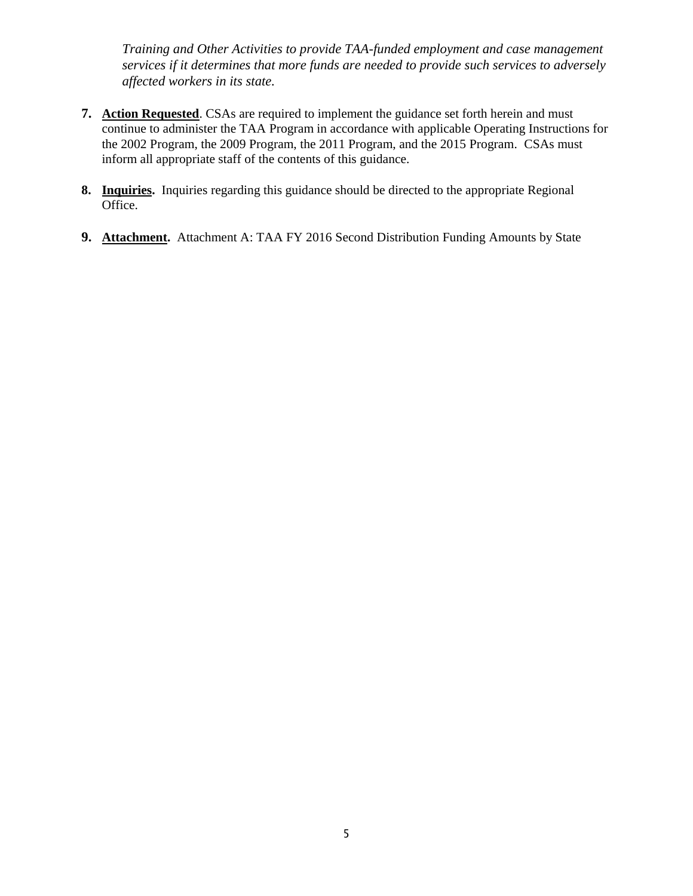*Training and Other Activities to provide TAA-funded employment and case management services if it determines that more funds are needed to provide such services to adversely affected workers in its state.*

7. **Action Requested**. CSAs are required to implement the guidance set forth herein and must continue to administer the TAA Program in accordance with applicable Operating Instructions for the 2002 Program, the 2009 Program, the 2011 Program, and the 2015 Program. CSAs must inform all appropriate staff of the contents of this guidance.

8. **Inquiries.** Inquiries regarding this guidance should be directed to the appropriate Regional Office.

9. **Attachment.** Attachment A: TAA FY 2016 Second Distribution Funding Amounts by State